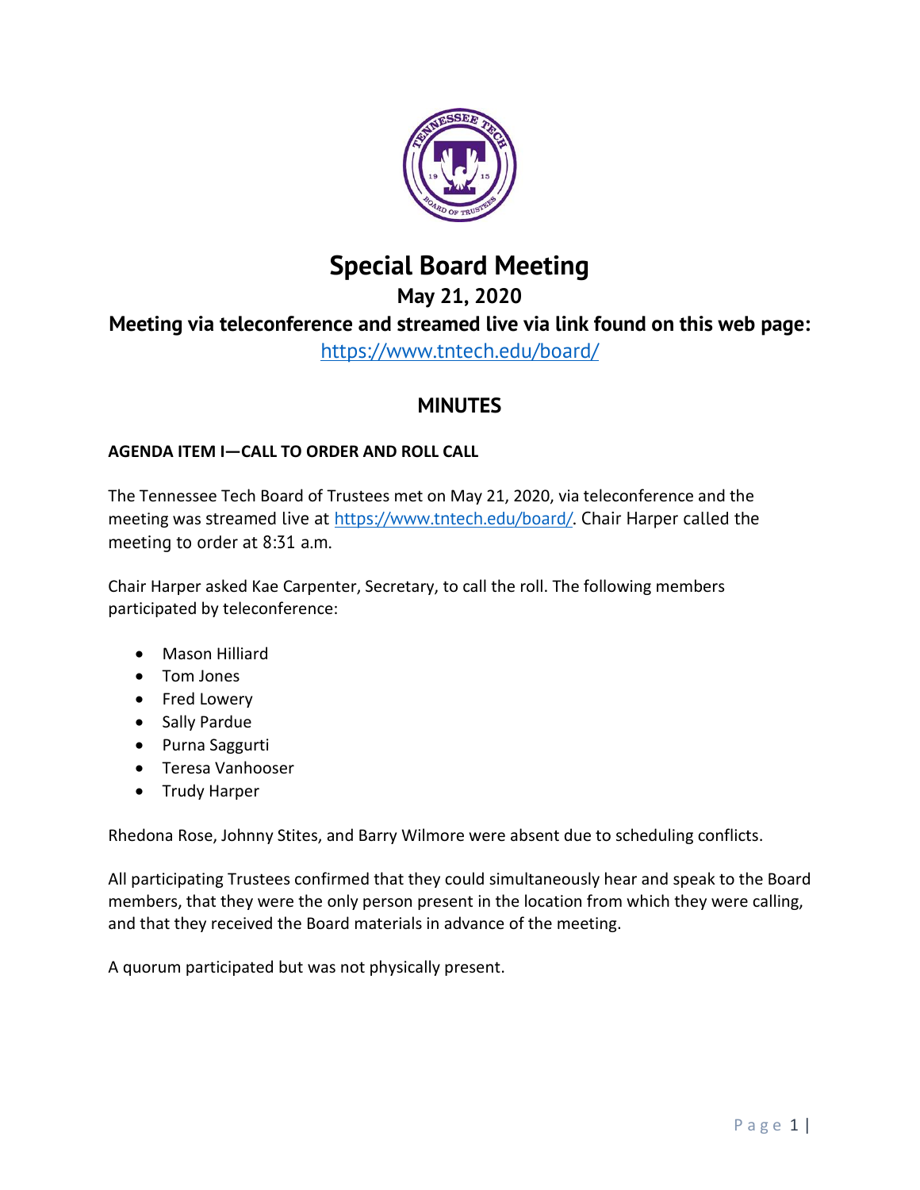# Special Board Meeting

## May 21, 2020

## Meeting via teleconference and streamed live via link found on this web page:

https://www.tntech.edu/board/

## MINUTES

### AGENDA ITEM I—CALL TO ORDER AND ROLL CALL

The Tennessee Tech Board of Trustees met on May 21, 2020, via teleconference and the meeting was streamed live at https://www.tntech.edu/board/. Chair Harper called the meeting to order at 8:31 a.m.

Chair Harper asked Kae Carpenter, Secretary, to call the roll. The following members participated by teleconference:

- Mason Hilliard
- Tom Jones
- Fred Lowery
- Sally Pardue
- Purna Saggurti
- Teresa Vanhooser
- Trudy Harper

Rhedona Rose, Johnny Stites, and Barry Wilmore were absent due to scheduling conflicts.

All participating Trustees confirmed that they could simultaneously hear and speak to the Board members, that they were the only person present in the location from which they were calling, and that they received the Board materials in advance of the meeting.

A quorum participated but was not physically present.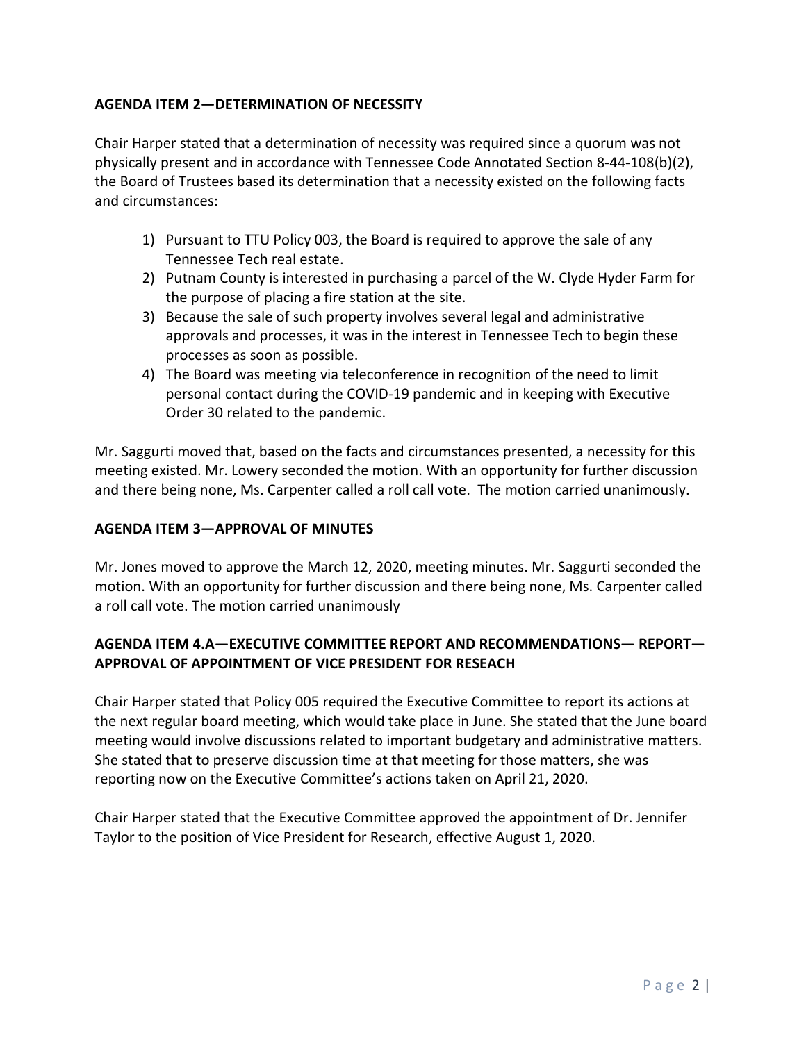**AGENDA ITEM 2—DETERMINATION OF NECESSITY**

Chair Harper stated that a determination of necessity was required since a quorum was not physically present and in accordance with Tennessee Code Annotated Section 8-44-108(b)(2), the Board of Trustees based its determination that a necessity existed on the following facts and circumstances:

1) Pursuant to TTU Policy 003, the Board is required to approve the sale of any Tennessee Tech real estate.
2) Putnam County is interested in purchasing a parcel of the W. Clyde Hyder Farm for the purpose of placing a fire station at the site.
3) Because the sale of such property involves several legal and administrative approvals and processes, it was in the interest in Tennessee Tech to begin these processes as soon as possible.
4) The Board was meeting via teleconference in recognition of the need to limit personal contact during the COVID-19 pandemic and in keeping with Executive Order 30 related to the pandemic.

Mr. Saggurti moved that, based on the facts and circumstances presented, a necessity for this meeting existed. Mr. Lowery seconded the motion. With an opportunity for further discussion and there being none, Ms. Carpenter called a roll call vote. The motion carried unanimously.

**AGENDA ITEM 3—APPROVAL OF MINUTES**

Mr. Jones moved to approve the March 12, 2020, meeting minutes. Mr. Saggurti seconded the motion. With an opportunity for further discussion and there being none, Ms. Carpenter called a roll call vote. The motion carried unanimously

**AGENDA ITEM 4.A—EXECUTIVE COMMITTEE REPORT AND RECOMMENDATIONS— REPORT— APPROVAL OF APPOINTMENT OF VICE PRESIDENT FOR RESEACH**

Chair Harper stated that Policy 005 required the Executive Committee to report its actions at the next regular board meeting, which would take place in June. She stated that the June board meeting would involve discussions related to important budgetary and administrative matters. She stated that to preserve discussion time at that meeting for those matters, she was reporting now on the Executive Committee's actions taken on April 21, 2020.

Chair Harper stated that the Executive Committee approved the appointment of Dr. Jennifer Taylor to the position of Vice President for Research, effective August 1, 2020.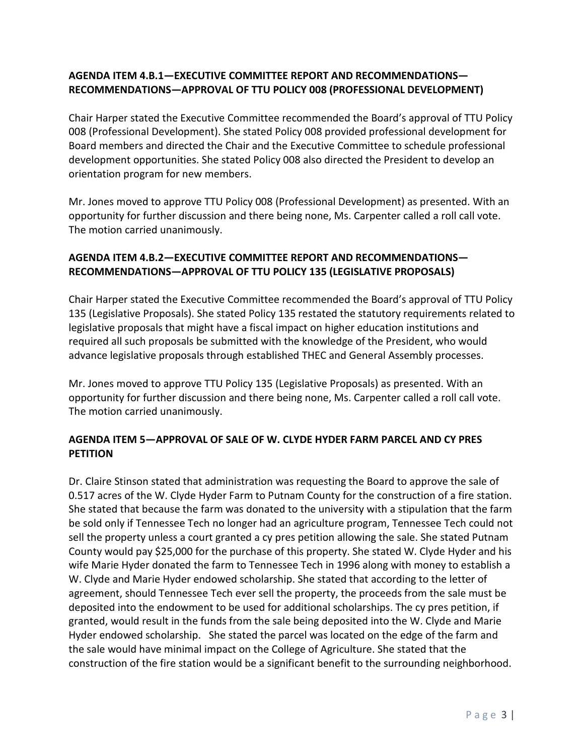**AGENDA ITEM 4.B.1—EXECUTIVE COMMITTEE REPORT AND RECOMMENDATIONS—RECOMMENDATIONS—APPROVAL OF TTU POLICY 008 (PROFESSIONAL DEVELOPMENT)**

Chair Harper stated the Executive Committee recommended the Board's approval of TTU Policy 008 (Professional Development). She stated Policy 008 provided professional development for Board members and directed the Chair and the Executive Committee to schedule professional development opportunities. She stated Policy 008 also directed the President to develop an orientation program for new members.

Mr. Jones moved to approve TTU Policy 008 (Professional Development) as presented. With an opportunity for further discussion and there being none, Ms. Carpenter called a roll call vote. The motion carried unanimously.

**AGENDA ITEM 4.B.2—EXECUTIVE COMMITTEE REPORT AND RECOMMENDATIONS—RECOMMENDATIONS—APPROVAL OF TTU POLICY 135 (LEGISLATIVE PROPOSALS)**

Chair Harper stated the Executive Committee recommended the Board's approval of TTU Policy 135 (Legislative Proposals). She stated Policy 135 restated the statutory requirements related to legislative proposals that might have a fiscal impact on higher education institutions and required all such proposals be submitted with the knowledge of the President, who would advance legislative proposals through established THEC and General Assembly processes.

Mr. Jones moved to approve TTU Policy 135 (Legislative Proposals) as presented. With an opportunity for further discussion and there being none, Ms. Carpenter called a roll call vote. The motion carried unanimously.

**AGENDA ITEM 5—APPROVAL OF SALE OF W. CLYDE HYDER FARM PARCEL AND CY PRES PETITION**

Dr. Claire Stinson stated that administration was requesting the Board to approve the sale of 0.517 acres of the W. Clyde Hyder Farm to Putnam County for the construction of a fire station. She stated that because the farm was donated to the university with a stipulation that the farm be sold only if Tennessee Tech no longer had an agriculture program, Tennessee Tech could not sell the property unless a court granted a cy pres petition allowing the sale. She stated Putnam County would pay $25,000 for the purchase of this property. She stated W. Clyde Hyder and his wife Marie Hyder donated the farm to Tennessee Tech in 1996 along with money to establish a W. Clyde and Marie Hyder endowed scholarship. She stated that according to the letter of agreement, should Tennessee Tech ever sell the property, the proceeds from the sale must be deposited into the endowment to be used for additional scholarships. The cy pres petition, if granted, would result in the funds from the sale being deposited into the W. Clyde and Marie Hyder endowed scholarship. She stated the parcel was located on the edge of the farm and the sale would have minimal impact on the College of Agriculture. She stated that the construction of the fire station would be a significant benefit to the surrounding neighborhood.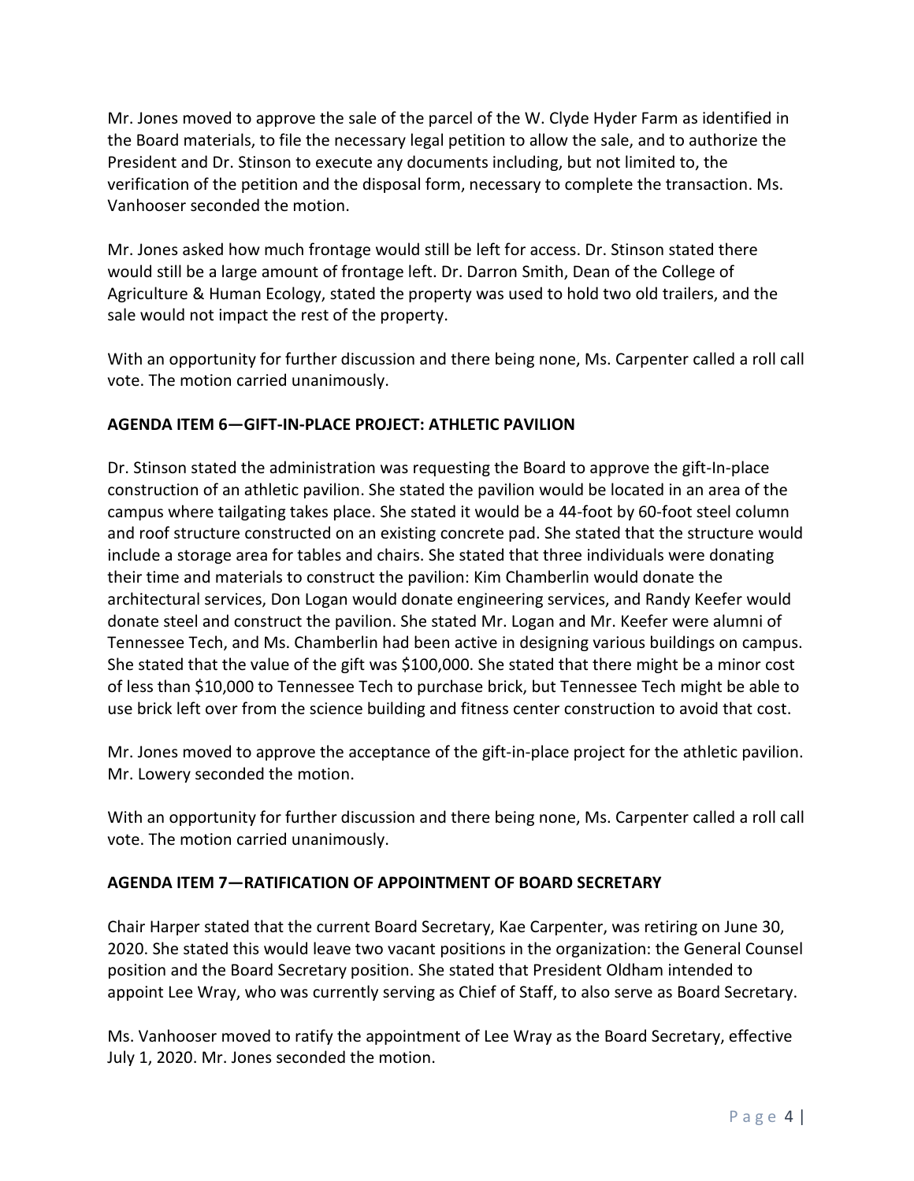Mr. Jones moved to approve the sale of the parcel of the W. Clyde Hyder Farm as identified in the Board materials, to file the necessary legal petition to allow the sale, and to authorize the President and Dr. Stinson to execute any documents including, but not limited to, the verification of the petition and the disposal form, necessary to complete the transaction. Ms. Vanhooser seconded the motion.

Mr. Jones asked how much frontage would still be left for access. Dr. Stinson stated there would still be a large amount of frontage left. Dr. Darron Smith, Dean of the College of Agriculture & Human Ecology, stated the property was used to hold two old trailers, and the sale would not impact the rest of the property.

With an opportunity for further discussion and there being none, Ms. Carpenter called a roll call vote. The motion carried unanimously.

**AGENDA ITEM 6—GIFT-IN-PLACE PROJECT: ATHLETIC PAVILION**

Dr. Stinson stated the administration was requesting the Board to approve the gift-In-place construction of an athletic pavilion. She stated the pavilion would be located in an area of the campus where tailgating takes place. She stated it would be a 44-foot by 60-foot steel column and roof structure constructed on an existing concrete pad. She stated that the structure would include a storage area for tables and chairs. She stated that three individuals were donating their time and materials to construct the pavilion: Kim Chamberlin would donate the architectural services, Don Logan would donate engineering services, and Randy Keefer would donate steel and construct the pavilion. She stated Mr. Logan and Mr. Keefer were alumni of Tennessee Tech, and Ms. Chamberlin had been active in designing various buildings on campus. She stated that the value of the gift was $100,000. She stated that there might be a minor cost of less than $10,000 to Tennessee Tech to purchase brick, but Tennessee Tech might be able to use brick left over from the science building and fitness center construction to avoid that cost.

Mr. Jones moved to approve the acceptance of the gift-in-place project for the athletic pavilion. Mr. Lowery seconded the motion.

With an opportunity for further discussion and there being none, Ms. Carpenter called a roll call vote. The motion carried unanimously.

**AGENDA ITEM 7—RATIFICATION OF APPOINTMENT OF BOARD SECRETARY**

Chair Harper stated that the current Board Secretary, Kae Carpenter, was retiring on June 30, 2020. She stated this would leave two vacant positions in the organization: the General Counsel position and the Board Secretary position. She stated that President Oldham intended to appoint Lee Wray, who was currently serving as Chief of Staff, to also serve as Board Secretary.

Ms. Vanhooser moved to ratify the appointment of Lee Wray as the Board Secretary, effective July 1, 2020. Mr. Jones seconded the motion.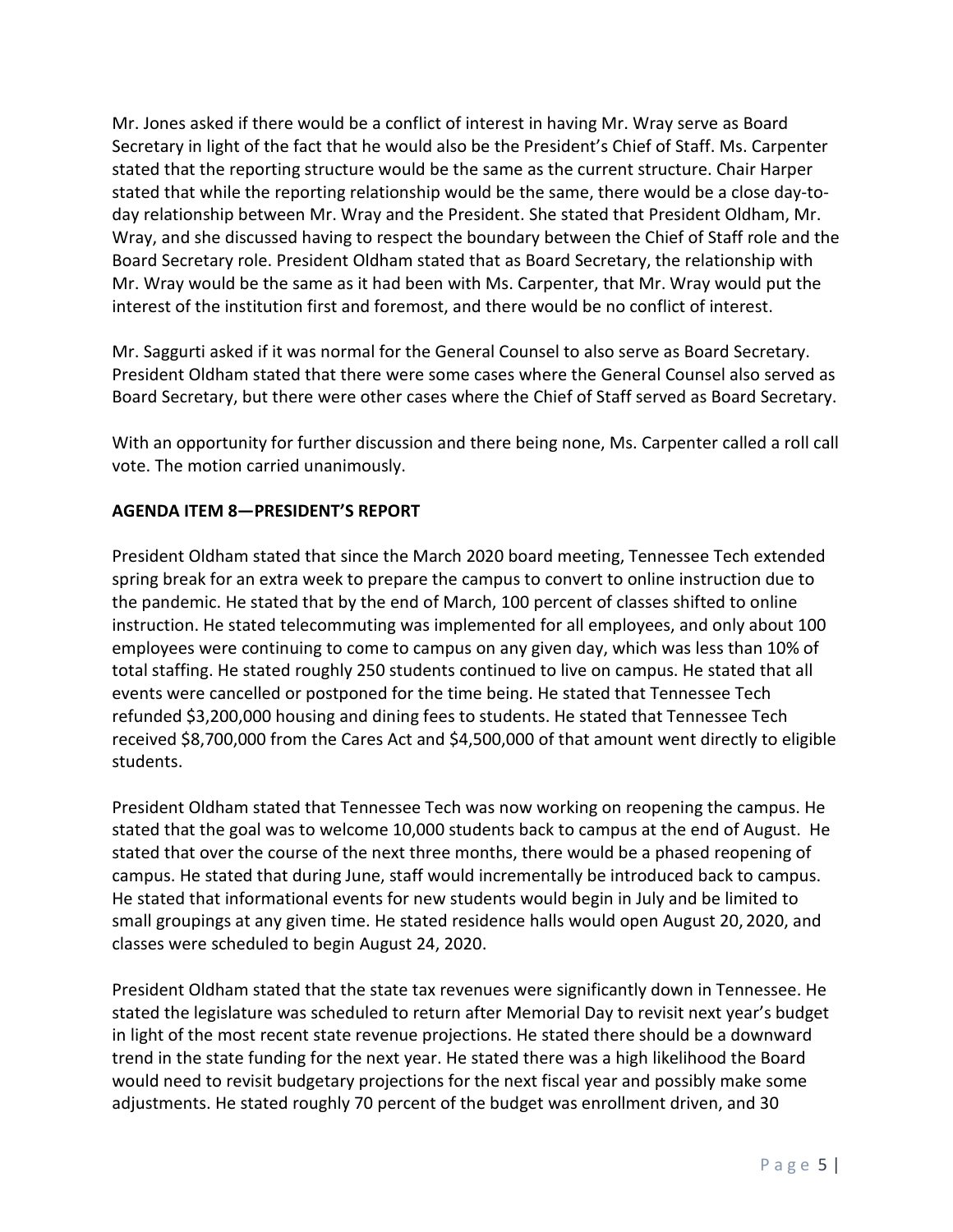Mr. Jones asked if there would be a conflict of interest in having Mr. Wray serve as Board Secretary in light of the fact that he would also be the President's Chief of Staff. Ms. Carpenter stated that the reporting structure would be the same as the current structure. Chair Harper stated that while the reporting relationship would be the same, there would be a close day-to-day relationship between Mr. Wray and the President. She stated that President Oldham, Mr. Wray, and she discussed having to respect the boundary between the Chief of Staff role and the Board Secretary role. President Oldham stated that as Board Secretary, the relationship with Mr. Wray would be the same as it had been with Ms. Carpenter, that Mr. Wray would put the interest of the institution first and foremost, and there would be no conflict of interest.

Mr. Saggurti asked if it was normal for the General Counsel to also serve as Board Secretary. President Oldham stated that there were some cases where the General Counsel also served as Board Secretary, but there were other cases where the Chief of Staff served as Board Secretary.

With an opportunity for further discussion and there being none, Ms. Carpenter called a roll call vote. The motion carried unanimously.

**AGENDA ITEM 8—PRESIDENT'S REPORT**

President Oldham stated that since the March 2020 board meeting, Tennessee Tech extended spring break for an extra week to prepare the campus to convert to online instruction due to the pandemic. He stated that by the end of March, 100 percent of classes shifted to online instruction. He stated telecommuting was implemented for all employees, and only about 100 employees were continuing to come to campus on any given day, which was less than 10% of total staffing. He stated roughly 250 students continued to live on campus. He stated that all events were cancelled or postponed for the time being. He stated that Tennessee Tech refunded $3,200,000 housing and dining fees to students. He stated that Tennessee Tech received $8,700,000 from the Cares Act and $4,500,000 of that amount went directly to eligible students.

President Oldham stated that Tennessee Tech was now working on reopening the campus. He stated that the goal was to welcome 10,000 students back to campus at the end of August. He stated that over the course of the next three months, there would be a phased reopening of campus. He stated that during June, staff would incrementally be introduced back to campus. He stated that informational events for new students would begin in July and be limited to small groupings at any given time. He stated residence halls would open August 20, 2020, and classes were scheduled to begin August 24, 2020.

President Oldham stated that the state tax revenues were significantly down in Tennessee. He stated the legislature was scheduled to return after Memorial Day to revisit next year's budget in light of the most recent state revenue projections. He stated there should be a downward trend in the state funding for the next year. He stated there was a high likelihood the Board would need to revisit budgetary projections for the next fiscal year and possibly make some adjustments. He stated roughly 70 percent of the budget was enrollment driven, and 30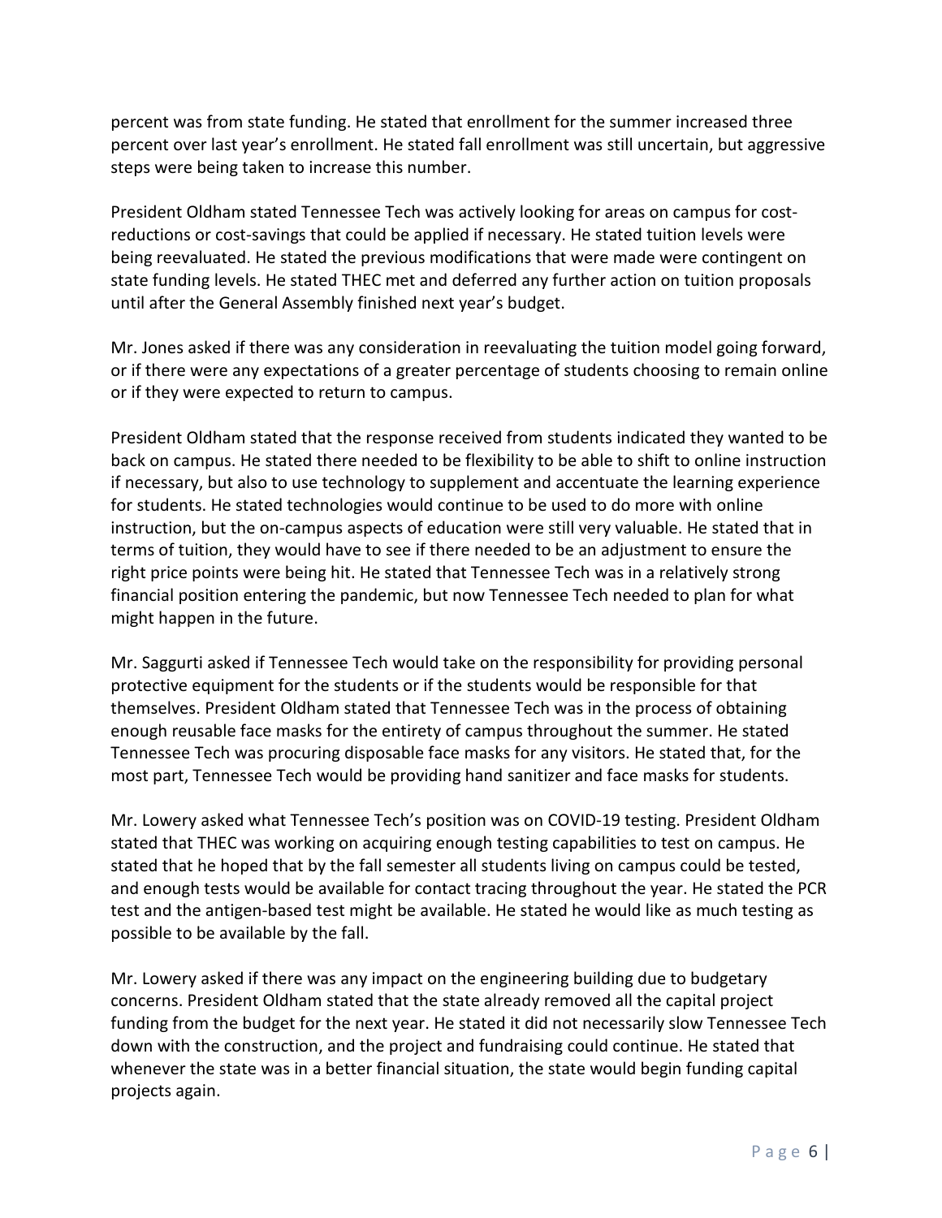percent was from state funding. He stated that enrollment for the summer increased three percent over last year's enrollment. He stated fall enrollment was still uncertain, but aggressive steps were being taken to increase this number.

President Oldham stated Tennessee Tech was actively looking for areas on campus for cost-reductions or cost-savings that could be applied if necessary. He stated tuition levels were being reevaluated. He stated the previous modifications that were made were contingent on state funding levels. He stated THEC met and deferred any further action on tuition proposals until after the General Assembly finished next year's budget.

Mr. Jones asked if there was any consideration in reevaluating the tuition model going forward, or if there were any expectations of a greater percentage of students choosing to remain online or if they were expected to return to campus.

President Oldham stated that the response received from students indicated they wanted to be back on campus. He stated there needed to be flexibility to be able to shift to online instruction if necessary, but also to use technology to supplement and accentuate the learning experience for students. He stated technologies would continue to be used to do more with online instruction, but the on-campus aspects of education were still very valuable. He stated that in terms of tuition, they would have to see if there needed to be an adjustment to ensure the right price points were being hit. He stated that Tennessee Tech was in a relatively strong financial position entering the pandemic, but now Tennessee Tech needed to plan for what might happen in the future.

Mr. Saggurti asked if Tennessee Tech would take on the responsibility for providing personal protective equipment for the students or if the students would be responsible for that themselves. President Oldham stated that Tennessee Tech was in the process of obtaining enough reusable face masks for the entirety of campus throughout the summer. He stated Tennessee Tech was procuring disposable face masks for any visitors. He stated that, for the most part, Tennessee Tech would be providing hand sanitizer and face masks for students.

Mr. Lowery asked what Tennessee Tech's position was on COVID-19 testing. President Oldham stated that THEC was working on acquiring enough testing capabilities to test on campus. He stated that he hoped that by the fall semester all students living on campus could be tested, and enough tests would be available for contact tracing throughout the year. He stated the PCR test and the antigen-based test might be available. He stated he would like as much testing as possible to be available by the fall.

Mr. Lowery asked if there was any impact on the engineering building due to budgetary concerns. President Oldham stated that the state already removed all the capital project funding from the budget for the next year. He stated it did not necessarily slow Tennessee Tech down with the construction, and the project and fundraising could continue. He stated that whenever the state was in a better financial situation, the state would begin funding capital projects again.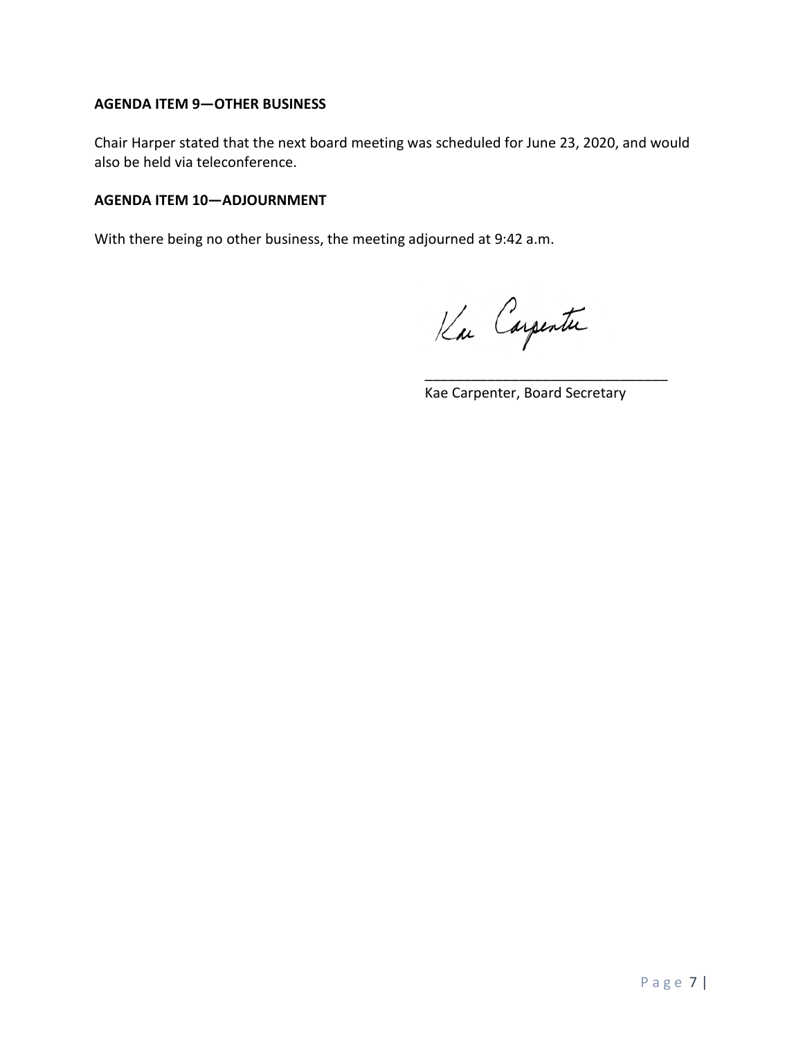**AGENDA ITEM 9—OTHER BUSINESS**

Chair Harper stated that the next board meeting was scheduled for June 23, 2020, and would also be held via teleconference.

**AGENDA ITEM 10—ADJOURNMENT**

With there being no other business, the meeting adjourned at 9:42 a.m.

Kae Carpenter

_______________________________

Kae Carpenter, Board Secretary